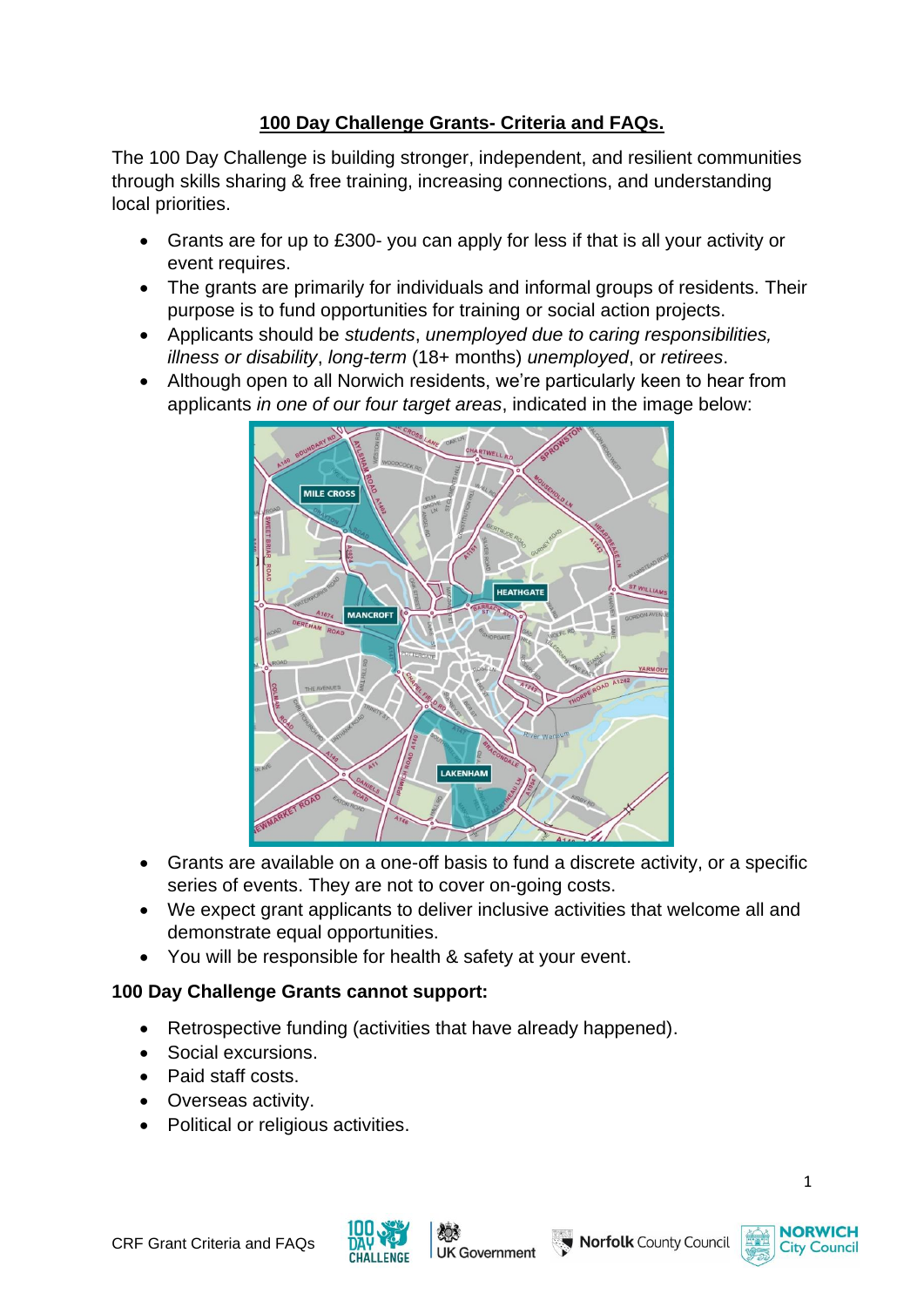# 100 Day Challenge Grants- Criteria and FAQs.

The 100 Day Challenge is building stronger, independent, and resilient communities through skills sharing & free training, increasing connections, and understanding local priorities.

- Grants are for up to £300- you can apply for less if that is all your activity or event requires.
- The grants are primarily for individuals and informal groups of residents. Their purpose is to fund opportunities for training or social action projects.
- Applicants should be *students*, *unemployed due to caring responsibilities, illness or disability*, *long-term* (18+ months) *unemployed*, or *retirees*.
- Although open to all Norwich residents, we're particularly keen to hear from applicants *in one of our four target areas*, indicated in the image below:
- Grants are available on a one-off basis to fund a discrete activity, or a specific series of events. They are not to cover on-going costs.
- We expect grant applicants to deliver inclusive activities that welcome all and demonstrate equal opportunities.
- You will be responsible for health & safety at your event.

**100 Day Challenge Grants cannot support:**

- Retrospective funding (activities that have already happened).
- Social excursions.
- Paid staff costs.
- Overseas activity.
- Political or religious activities.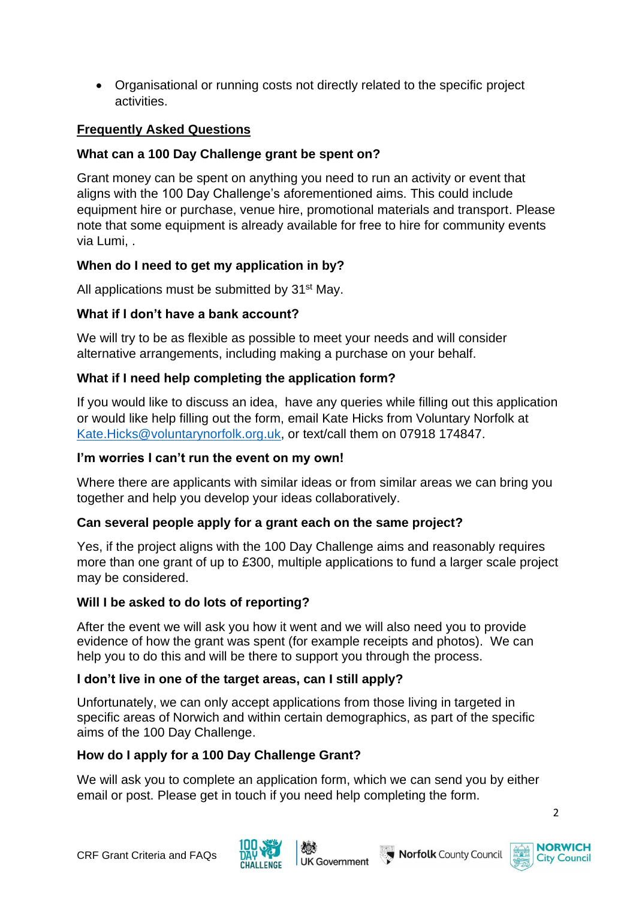- Organisational or running costs not directly related to the specific project activities.

## Frequently Asked Questions

### What can a 100 Day Challenge grant be spent on?

Grant money can be spent on anything you need to run an activity or event that aligns with the 100 Day Challenge's aforementioned aims. This could include equipment hire or purchase, venue hire, promotional materials and transport. Please note that some equipment is already available for free to hire for community events via Lumi, .

### When do I need to get my application in by?

All applications must be submitted by 31st May.

### What if I don't have a bank account?

We will try to be as flexible as possible to meet your needs and will consider alternative arrangements, including making a purchase on your behalf.

### What if I need help completing the application form?

If you would like to discuss an idea, have any queries while filling out this application or would like help filling out the form, email Kate Hicks from Voluntary Norfolk at Kate.Hicks@voluntarynorfolk.org.uk, or text/call them on 07918 174847.

### I'm worries I can't run the event on my own!

Where there are applicants with similar ideas or from similar areas we can bring you together and help you develop your ideas collaboratively.

### Can several people apply for a grant each on the same project?

Yes, if the project aligns with the 100 Day Challenge aims and reasonably requires more than one grant of up to £300, multiple applications to fund a larger scale project may be considered.

### Will I be asked to do lots of reporting?

After the event we will ask you how it went and we will also need you to provide evidence of how the grant was spent (for example receipts and photos). We can help you to do this and will be there to support you through the process.

### I don't live in one of the target areas, can I still apply?

Unfortunately, we can only accept applications from those living in targeted in specific areas of Norwich and within certain demographics, as part of the specific aims of the 100 Day Challenge.

### How do I apply for a 100 Day Challenge Grant?

We will ask you to complete an application form, which we can send you by either email or post. Please get in touch if you need help completing the form.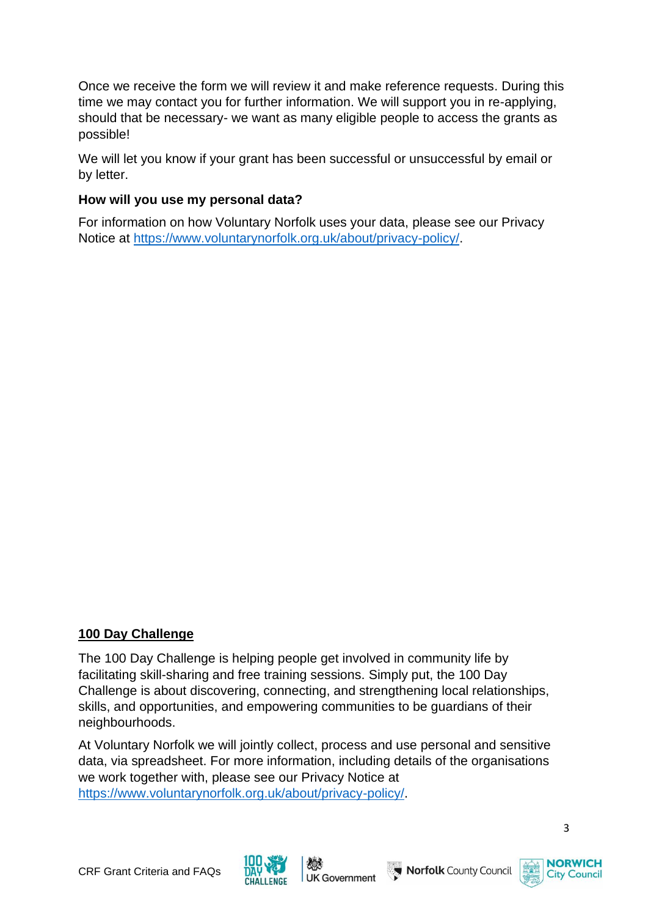Once we receive the form we will review it and make reference requests. During this time we may contact you for further information. We will support you in re-applying, should that be necessary- we want as many eligible people to access the grants as possible!

We will let you know if your grant has been successful or unsuccessful by email or by letter.

**How will you use my personal data?**

For information on how Voluntary Norfolk uses your data, please see our Privacy Notice at https://www.voluntarynorfolk.org.uk/about/privacy-policy/.

**100 Day Challenge**

The 100 Day Challenge is helping people get involved in community life by facilitating skill-sharing and free training sessions. Simply put, the 100 Day Challenge is about discovering, connecting, and strengthening local relationships, skills, and opportunities, and empowering communities to be guardians of their neighbourhoods.

At Voluntary Norfolk we will jointly collect, process and use personal and sensitive data, via spreadsheet. For more information, including details of the organisations we work together with, please see our Privacy Notice at https://www.voluntarynorfolk.org.uk/about/privacy-policy/.